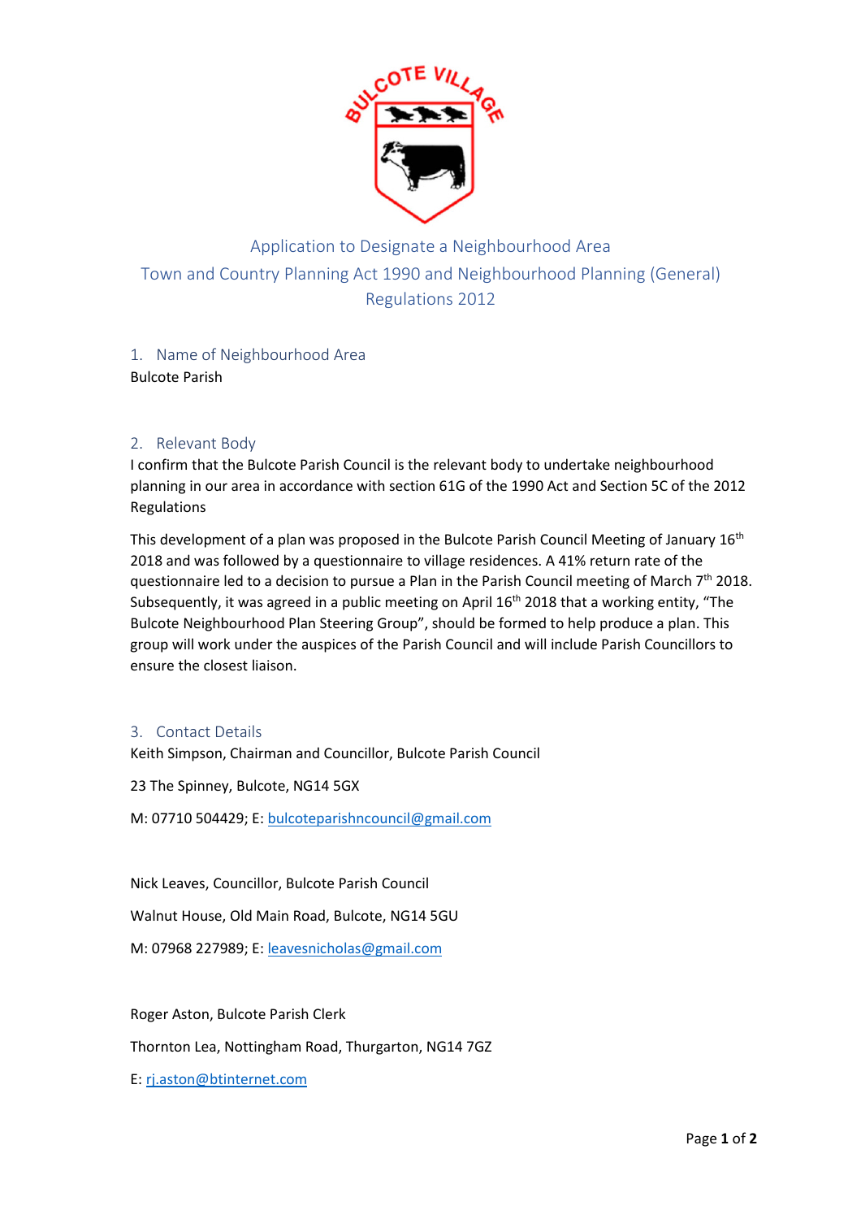# Application to Designate a Neighbourhood Area

## Town and Country Planning Act 1990 and Neighbourhood Planning (General) Regulations 2012

### 1. Name of Neighbourhood Area

Bulcote Parish

### 2. Relevant Body

I confirm that the Bulcote Parish Council is the relevant body to undertake neighbourhood planning in our area in accordance with section 61G of the 1990 Act and Section 5C of the 2012 Regulations

This development of a plan was proposed in the Bulcote Parish Council Meeting of January 16th 2018 and was followed by a questionnaire to village residences. A 41% return rate of the questionnaire led to a decision to pursue a Plan in the Parish Council meeting of March 7th 2018. Subsequently, it was agreed in a public meeting on April 16th 2018 that a working entity, "The Bulcote Neighbourhood Plan Steering Group", should be formed to help produce a plan. This group will work under the auspices of the Parish Council and will include Parish Councillors to ensure the closest liaison.

### 3. Contact Details

Keith Simpson, Chairman and Councillor, Bulcote Parish Council

23 The Spinney, Bulcote, NG14 5GX

M: 07710 504429; E: bulcoteparishncouncil@gmail.com

Nick Leaves, Councillor, Bulcote Parish Council

Walnut House, Old Main Road, Bulcote, NG14 5GU

M: 07968 227989; E: leavesnicholas@gmail.com

Roger Aston, Bulcote Parish Clerk

Thornton Lea, Nottingham Road, Thurgarton, NG14 7GZ

E: rj.aston@btinternet.com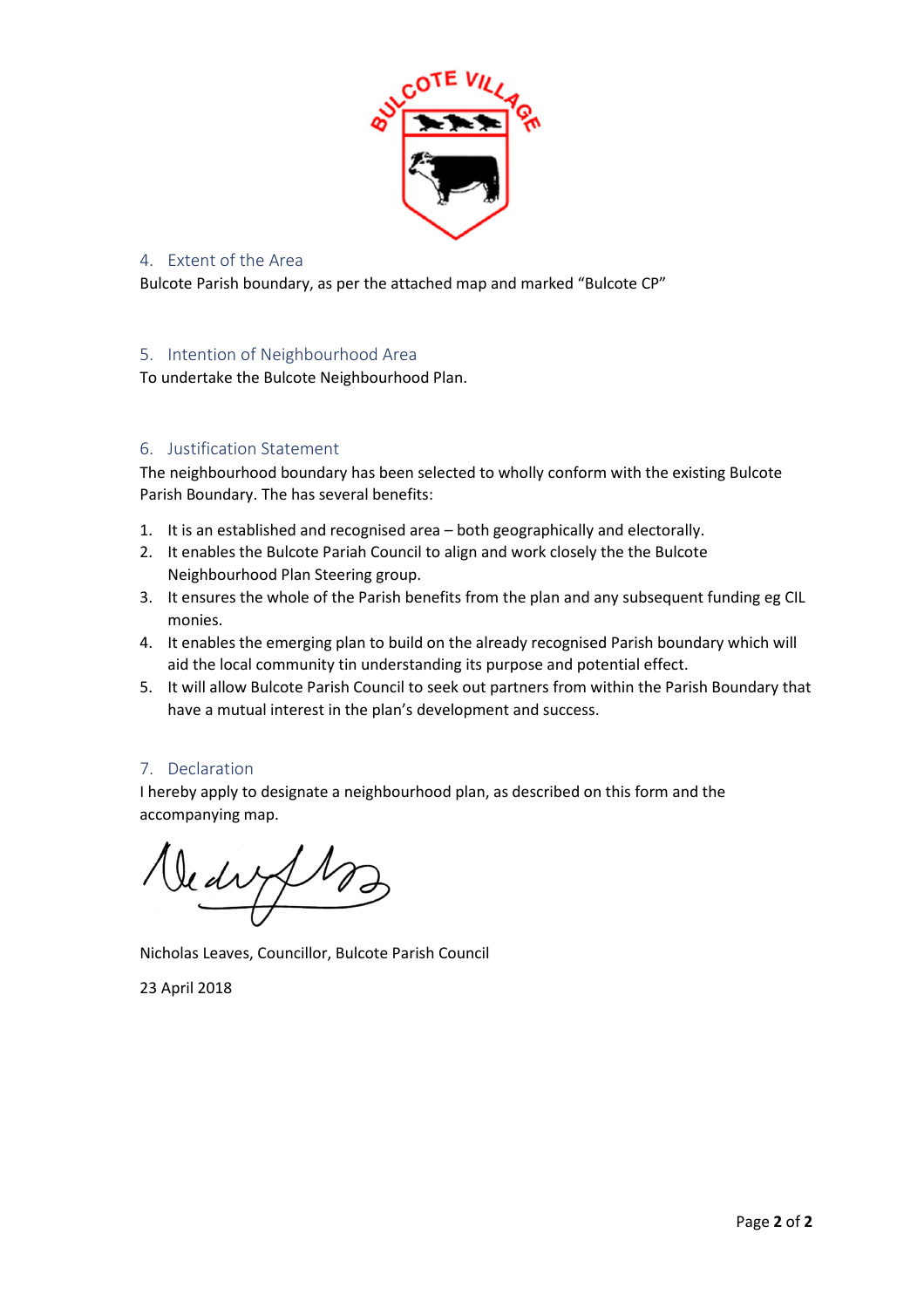## 4. Extent of the Area

Bulcote Parish boundary, as per the attached map and marked "Bulcote CP"

## 5. Intention of Neighbourhood Area

To undertake the Bulcote Neighbourhood Plan.

## 6. Justification Statement

The neighbourhood boundary has been selected to wholly conform with the existing Bulcote Parish Boundary. The has several benefits:

1. It is an established and recognised area – both geographically and electorally.
2. It enables the Bulcote Pariah Council to align and work closely the the Bulcote Neighbourhood Plan Steering group.
3. It ensures the whole of the Parish benefits from the plan and any subsequent funding eg CIL monies.
4. It enables the emerging plan to build on the already recognised Parish boundary which will aid the local community tin understanding its purpose and potential effect.
5. It will allow Bulcote Parish Council to seek out partners from within the Parish Boundary that have a mutual interest in the plan's development and success.

## 7. Declaration

I hereby apply to designate a neighbourhood plan, as described on this form and the accompanying map.

Nicholas Leaves, Councillor, Bulcote Parish Council

23 April 2018